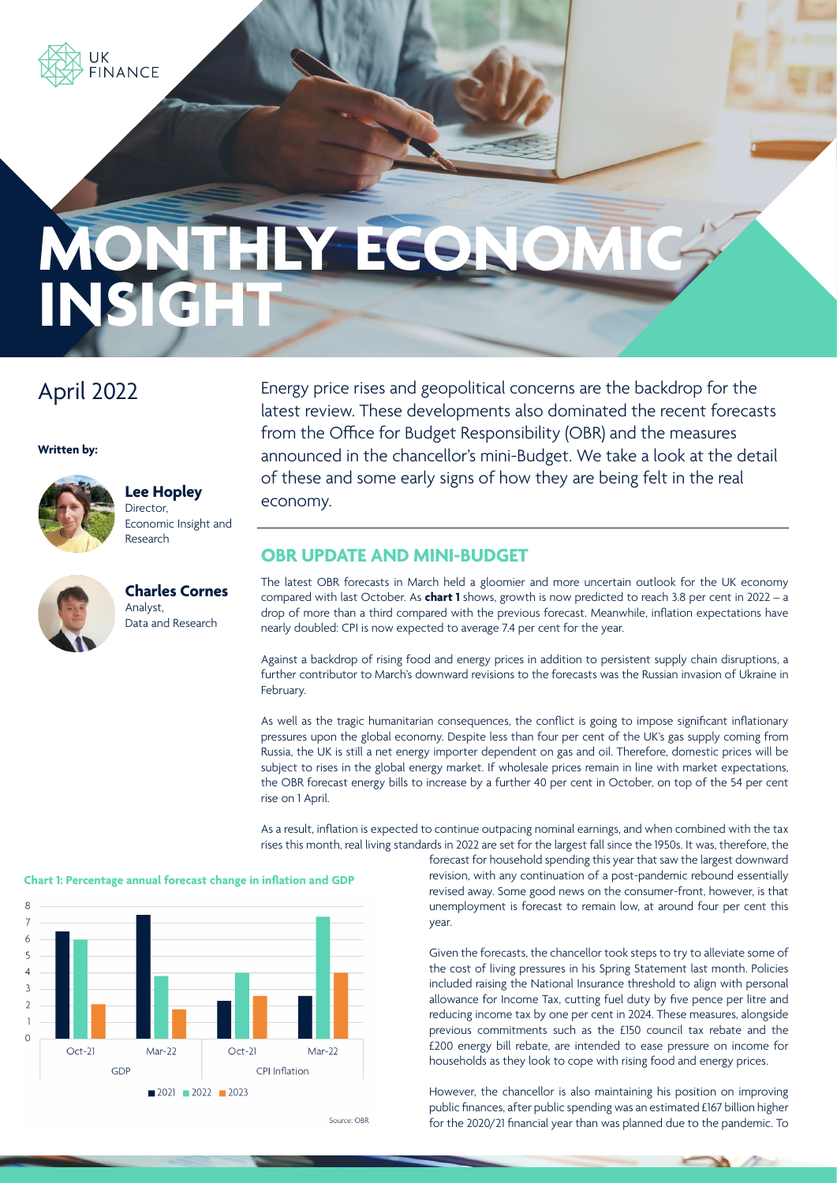# MONTHLY ECONOMIC INSIGHT

UK FINANCE

## April 2022

**Written by:**

**Lee Hopley**
Director,
Economic Insight and Research

**Charles Cornes**
Analyst,
Data and Research

Energy price rises and geopolitical concerns are the backdrop for the latest review. These developments also dominated the recent forecasts from the Office for Budget Responsibility (OBR) and the measures announced in the chancellor's mini-Budget. We take a look at the detail of these and some early signs of how they are being felt in the real economy.

## OBR UPDATE AND MINI-BUDGET

The latest OBR forecasts in March held a gloomier and more uncertain outlook for the UK economy compared with last October. As **chart 1** shows, growth is now predicted to reach 3.8 per cent in 2022 – a drop of more than a third compared with the previous forecast. Meanwhile, inflation expectations have nearly doubled: CPI is now expected to average 7.4 per cent for the year.

Against a backdrop of rising food and energy prices in addition to persistent supply chain disruptions, a further contributor to March's downward revisions to the forecasts was the Russian invasion of Ukraine in February.

As well as the tragic humanitarian consequences, the conflict is going to impose significant inflationary pressures upon the global economy. Despite less than four per cent of the UK's gas supply coming from Russia, the UK is still a net energy importer dependent on gas and oil. Therefore, domestic prices will be subject to rises in the global energy market. If wholesale prices remain in line with market expectations, the OBR forecast energy bills to increase by a further 40 per cent in October, on top of the 54 per cent rise on 1 April.

As a result, inflation is expected to continue outpacing nominal earnings, and when combined with the tax rises this month, real living standards in 2022 are set for the largest fall since the 1950s. It was, therefore, the forecast for household spending this year that saw the largest downward revision, with any continuation of a post-pandemic rebound essentially revised away. Some good news on the consumer-front, however, is that unemployment is forecast to remain low, at around four per cent this year.

**Chart 1: Percentage annual forecast change in inflation and GDP**

| | GDP Oct-21 | GDP Mar-22 | CPI Inflation Oct-21 | CPI Inflation Mar-22 |
|---|---|---|---|---|
| 2021 | 6.5 | 7.4 | 2.3 | 2.6 |
| 2022 | 6.0 | 3.8 | 4.0 | 7.4 |
| 2023 | 2.1 | 1.8 | 2.6 | 4.0 |

Source: OBR

Given the forecasts, the chancellor took steps to try to alleviate some of the cost of living pressures in his Spring Statement last month. Policies included raising the National Insurance threshold to align with personal allowance for Income Tax, cutting fuel duty by five pence per litre and reducing income tax by one per cent in 2024. These measures, alongside previous commitments such as the £150 council tax rebate and the £200 energy bill rebate, are intended to ease pressure on income for households as they look to cope with rising food and energy prices.

However, the chancellor is also maintaining his position on improving public finances, after public spending was an estimated £167 billion higher for the 2020/21 financial year than was planned due to the pandemic. To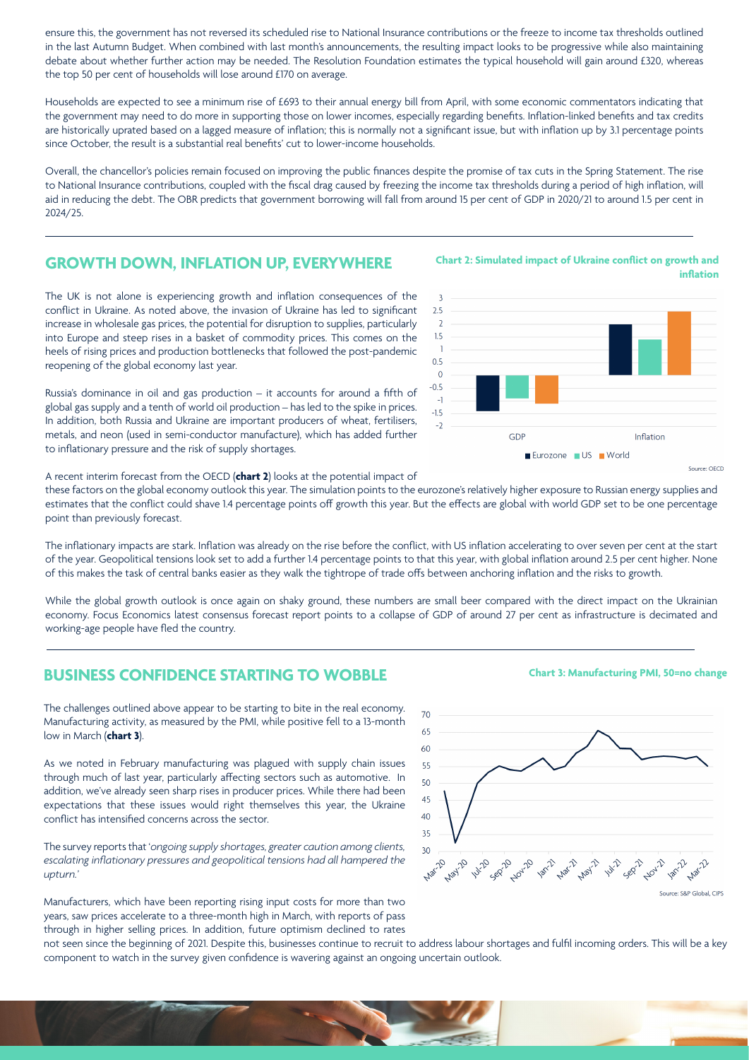ensure this, the government has not reversed its scheduled rise to National Insurance contributions or the freeze to income tax thresholds outlined in the last Autumn Budget. When combined with last month's announcements, the resulting impact looks to be progressive while also maintaining debate about whether further action may be needed. The Resolution Foundation estimates the typical household will gain around £320, whereas the top 50 per cent of households will lose around £170 on average.

Households are expected to see a minimum rise of £693 to their annual energy bill from April, with some economic commentators indicating that the government may need to do more in supporting those on lower incomes, especially regarding benefits. Inflation-linked benefits and tax credits are historically uprated based on a lagged measure of inflation; this is normally not a significant issue, but with inflation up by 3.1 percentage points since October, the result is a substantial real benefits' cut to lower-income households.

Overall, the chancellor's policies remain focused on improving the public finances despite the promise of tax cuts in the Spring Statement. The rise to National Insurance contributions, coupled with the fiscal drag caused by freezing the income tax thresholds during a period of high inflation, will aid in reducing the debt. The OBR predicts that government borrowing will fall from around 15 per cent of GDP in 2020/21 to around 1.5 per cent in 2024/25.

## GROWTH DOWN, INFLATION UP, EVERYWHERE

The UK is not alone is experiencing growth and inflation consequences of the conflict in Ukraine. As noted above, the invasion of Ukraine has led to significant increase in wholesale gas prices, the potential for disruption to supplies, particularly into Europe and steep rises in a basket of commodity prices. This comes on the heels of rising prices and production bottlenecks that followed the post-pandemic reopening of the global economy last year.

Russia's dominance in oil and gas production – it accounts for around a fifth of global gas supply and a tenth of world oil production – has led to the spike in prices. In addition, both Russia and Ukraine are important producers of wheat, fertilisers, metals, and neon (used in semi-conductor manufacture), which has added further to inflationary pressure and the risk of supply shortages.

**Chart 2: Simulated impact of Ukraine conflict on growth and inflation**

Source: OECD

A recent interim forecast from the OECD (**chart 2**) looks at the potential impact of these factors on the global economy outlook this year. The simulation points to the eurozone's relatively higher exposure to Russian energy supplies and estimates that the conflict could shave 1.4 percentage points off growth this year. But the effects are global with world GDP set to be one percentage point than previously forecast.

The inflationary impacts are stark. Inflation was already on the rise before the conflict, with US inflation accelerating to over seven per cent at the start of the year. Geopolitical tensions look set to add a further 1.4 percentage points to that this year, with global inflation around 2.5 per cent higher. None of this makes the task of central banks easier as they walk the tightrope of trade offs between anchoring inflation and the risks to growth.

While the global growth outlook is once again on shaky ground, these numbers are small beer compared with the direct impact on the Ukrainian economy. Focus Economics latest consensus forecast report points to a collapse of GDP of around 27 per cent as infrastructure is decimated and working-age people have fled the country.

## BUSINESS CONFIDENCE STARTING TO WOBBLE

The challenges outlined above appear to be starting to bite in the real economy. Manufacturing activity, as measured by the PMI, while positive fell to a 13-month low in March (**chart 3**).

As we noted in February manufacturing was plagued with supply chain issues through much of last year, particularly affecting sectors such as automotive. In addition, we've already seen sharp rises in producer prices. While there had been expectations that these issues would right themselves this year, the Ukraine conflict has intensified concerns across the sector.

The survey reports that '*ongoing supply shortages, greater caution among clients, escalating inflationary pressures and geopolitical tensions had all hampered the upturn.*'

**Chart 3: Manufacturing PMI, 50=no change**

Source: S&P Global, CIPS

Manufacturers, which have been reporting rising input costs for more than two years, saw prices accelerate to a three-month high in March, with reports of pass through in higher selling prices. In addition, future optimism declined to rates not seen since the beginning of 2021. Despite this, businesses continue to recruit to address labour shortages and fulfil incoming orders. This will be a key component to watch in the survey given confidence is wavering against an ongoing uncertain outlook.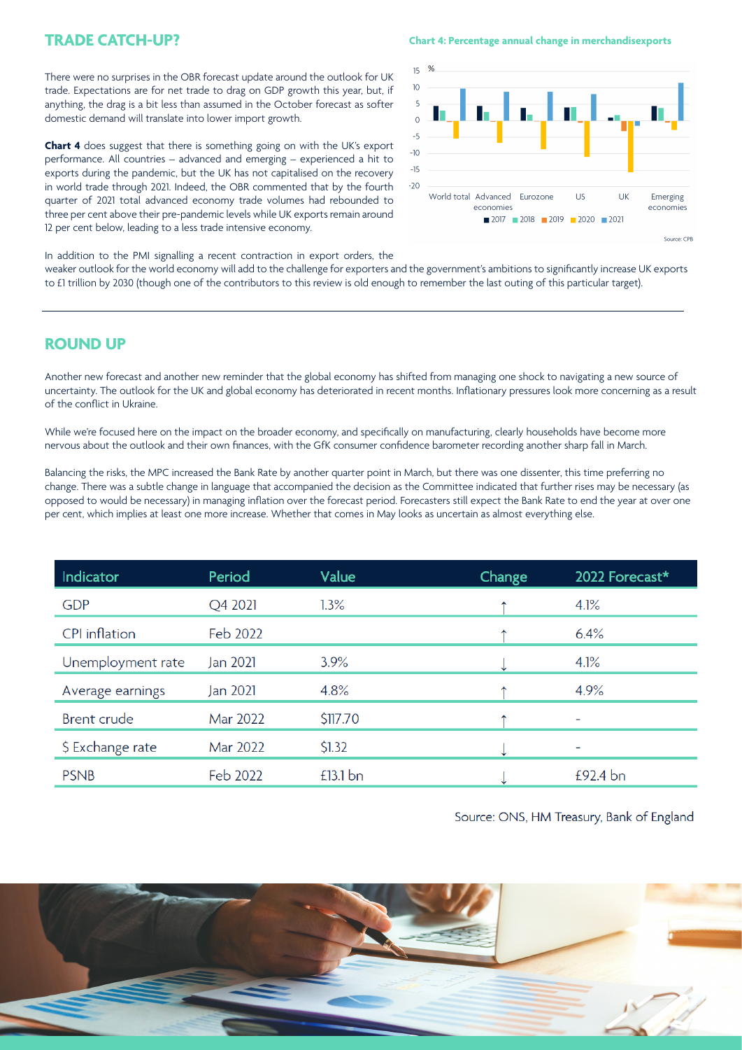## TRADE CATCH-UP?

There were no surprises in the OBR forecast update around the outlook for UK trade. Expectations are for net trade to drag on GDP growth this year, but, if anything, the drag is a bit less than assumed in the October forecast as softer domestic demand will translate into lower import growth.

**Chart 4** does suggest that there is something going on with the UK's export performance. All countries – advanced and emerging – experienced a hit to exports during the pandemic, but the UK has not capitalised on the recovery in world trade through 2021. Indeed, the OBR commented that by the fourth quarter of 2021 total advanced economy trade volumes had rebounded to three per cent above their pre-pandemic levels while UK exports remain around 12 per cent below, leading to a less trade intensive economy.

**Chart 4: Percentage annual change in merchandisexports**

%
15
10
5
0
-5
-10
-15
-20

World total
Advanced economies
Eurozone
US
UK
Emerging economies

2017 2018 2019 2020 2021

Source: CPB

In addition to the PMI signalling a recent contraction in export orders, the weaker outlook for the world economy will add to the challenge for exporters and the government's ambitions to significantly increase UK exports to £1 trillion by 2030 (though one of the contributors to this review is old enough to remember the last outing of this particular target).

## ROUND UP

Another new forecast and another new reminder that the global economy has shifted from managing one shock to navigating a new source of uncertainty. The outlook for the UK and global economy has deteriorated in recent months. Inflationary pressures look more concerning as a result of the conflict in Ukraine.

While we're focused here on the impact on the broader economy, and specifically on manufacturing, clearly households have become more nervous about the outlook and their own finances, with the GfK consumer confidence barometer recording another sharp fall in March.

Balancing the risks, the MPC increased the Bank Rate by another quarter point in March, but there was one dissenter, this time preferring no change. There was a subtle change in language that accompanied the decision as the Committee indicated that further rises may be necessary (as opposed to would be necessary) in managing inflation over the forecast period. Forecasters still expect the Bank Rate to end the year at over one per cent, which implies at least one more increase. Whether that comes in May looks as uncertain as almost everything else.

| Indicator | Period | Value | Change | 2022 Forecast* |
|---|---|---|---|---|
| GDP | Q4 2021 | 1.3% | ↑ | 4.1% |
| CPI inflation | Feb 2022 | | ↑ | 6.4% |
| Unemployment rate | Jan 2021 | 3.9% | ↓ | 4.1% |
| Average earnings | Jan 2021 | 4.8% | ↑ | 4.9% |
| Brent crude | Mar 2022 | $117.70 | ↑ | - |
| $ Exchange rate | Mar 2022 | $1.32 | ↓ | - |
| PSNB | Feb 2022 | £13.1 bn | ↓ | £92.4 bn |

Source: ONS, HM Treasury, Bank of England